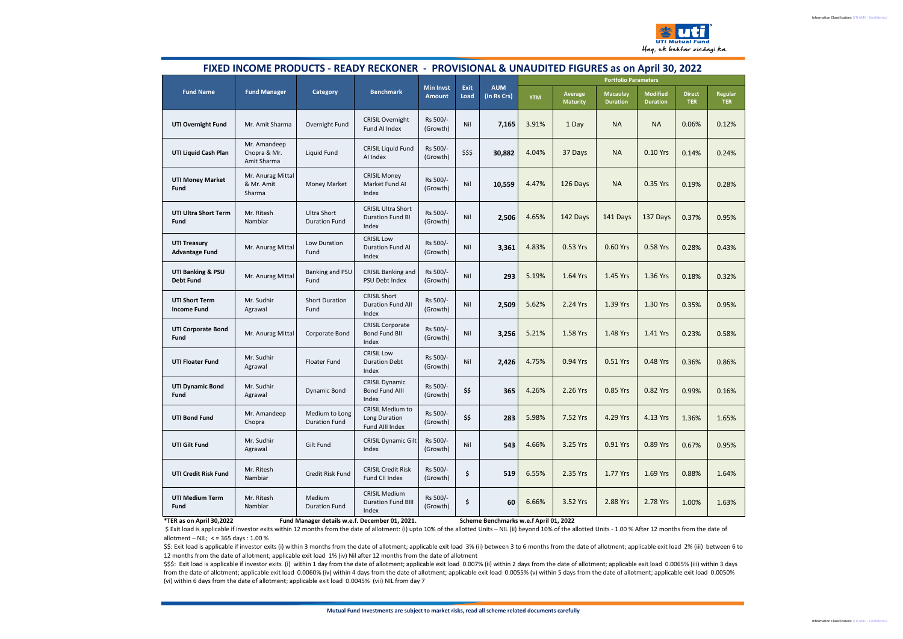# FIXED INCOME PRODUCTS - READY RECKONER - PROVISIONAL & UNAUDITED FIGURES as on April 30, 2022

| Fund Name | Fund Manager | Category | Benchmark | Min Invst Amount | Exit Load | AUM (in Rs Crs) | Portfolio Parameters | | | | | |
|---|---|---|---|---|---|---|---|---|---|---|---|---|
| | | | | | | | YTM | Average Maturity | Macaulay Duration | Modified Duration | Direct TER | Regular TER |
| **UTI Overnight Fund** | Mr. Amit Sharma | Overnight Fund | CRISIL Overnight Fund AI Index | Rs 500/- (Growth) | Nil | **7,165** | 3.91% | 1 Day | NA | NA | 0.06% | 0.12% |
| **UTI Liquid Cash Plan** | Mr. Amandeep Chopra & Mr. Amit Sharma | Liquid Fund | CRISIL Liquid Fund AI Index | Rs 500/- (Growth) | $$$ | **30,882** | 4.04% | 37 Days | NA | 0.10 Yrs | 0.14% | 0.24% |
| **UTI Money Market Fund** | Mr. Anurag Mittal & Mr. Amit Sharma | Money Market | CRISIL Money Market Fund AI Index | Rs 500/- (Growth) | Nil | **10,559** | 4.47% | 126 Days | NA | 0.35 Yrs | 0.19% | 0.28% |
| **UTI Ultra Short Term Fund** | Mr. Ritesh Nambiar | Ultra Short Duration Fund | CRISIL Ultra Short Duration Fund BI Index | Rs 500/- (Growth) | Nil | **2,506** | 4.65% | 142 Days | 141 Days | 137 Days | 0.37% | 0.95% |
| **UTI Treasury Advantage Fund** | Mr. Anurag Mittal | Low Duration Fund | CRISIL Low Duration Fund AI Index | Rs 500/- (Growth) | Nil | **3,361** | 4.83% | 0.53 Yrs | 0.60 Yrs | 0.58 Yrs | 0.28% | 0.43% |
| **UTI Banking & PSU Debt Fund** | Mr. Anurag Mittal | Banking and PSU Fund | CRISIL Banking and PSU Debt Index | Rs 500/- (Growth) | Nil | **293** | 5.19% | 1.64 Yrs | 1.45 Yrs | 1.36 Yrs | 0.18% | 0.32% |
| **UTI Short Term Income Fund** | Mr. Sudhir Agrawal | Short Duration Fund | CRISIL Short Duration Fund AII Index | Rs 500/- (Growth) | Nil | **2,509** | 5.62% | 2.24 Yrs | 1.39 Yrs | 1.30 Yrs | 0.35% | 0.95% |
| **UTI Corporate Bond Fund** | Mr. Anurag Mittal | Corporate Bond | CRISIL Corporate Bond Fund BII Index | Rs 500/- (Growth) | Nil | **3,256** | 5.21% | 1.58 Yrs | 1.48 Yrs | 1.41 Yrs | 0.23% | 0.58% |
| **UTI Floater Fund** | Mr. Sudhir Agrawal | Floater Fund | CRISIL Low Duration Debt Index | Rs 500/- (Growth) | Nil | **2,426** | 4.75% | 0.94 Yrs | 0.51 Yrs | 0.48 Yrs | 0.36% | 0.86% |
| **UTI Dynamic Bond Fund** | Mr. Sudhir Agrawal | Dynamic Bond | CRISIL Dynamic Bond Fund AIII Index | Rs 500/- (Growth) | $$ | **365** | 4.26% | 2.26 Yrs | 0.85 Yrs | 0.82 Yrs | 0.99% | 0.16% |
| **UTI Bond Fund** | Mr. Amandeep Chopra | Medium to Long Duration Fund | CRISIL Medium to Long Duration Fund AIII Index | Rs 500/- (Growth) | $$ | **283** | 5.98% | 7.52 Yrs | 4.29 Yrs | 4.13 Yrs | 1.36% | 1.65% |
| **UTI Gilt Fund** | Mr. Sudhir Agrawal | Gilt Fund | CRISIL Dynamic Gilt Index | Rs 500/- (Growth) | Nil | **543** | 4.66% | 3.25 Yrs | 0.91 Yrs | 0.89 Yrs | 0.67% | 0.95% |
| **UTI Credit Risk Fund** | Mr. Ritesh Nambiar | Credit Risk Fund | CRISIL Credit Risk Fund CII Index | Rs 500/- (Growth) | $ | **519** | 6.55% | 2.35 Yrs | 1.77 Yrs | 1.69 Yrs | 0.88% | 1.64% |
| **UTI Medium Term Fund** | Mr. Ritesh Nambiar | Medium Duration Fund | CRISIL Medium Duration Fund BIII Index | Rs 500/- (Growth) | $ | **60** | 6.66% | 3.52 Yrs | 2.88 Yrs | 2.78 Yrs | 1.00% | 1.63% |

**\*TER as on April 30,2022** **Fund Manager details w.e.f. December 01, 2021.** **Scheme Benchmarks w.e.f April 01, 2022**

$ Exit load is applicable if investor exits within 12 months from the date of allotment: (i) upto 10% of the allotted Units – NIL (ii) beyond 10% of the allotted Units - 1.00 % After 12 months from the date of allotment – NIL; < = 365 days : 1.00 %

$$: Exit load is applicable if investor exits (i) within 3 months from the date of allotment; applicable exit load 3% (ii) between 3 to 6 months from the date of allotment; applicable exit load 2% (iii) between 6 to 12 months from the date of allotment; applicable exit load 1% (iv) Nil after 12 months from the date of allotment

$$$: Exit load is applicable if investor exits (i) within 1 day from the date of allotment; applicable exit load 0.007% (ii) within 2 days from the date of allotment; applicable exit load 0.0065% (iii) within 3 days from the date of allotment; applicable exit load 0.0060% (iv) within 4 days from the date of allotment; applicable exit load 0.0055% (v) within 5 days from the date of allotment; applicable exit load 0.0050% (vi) within 6 days from the date of allotment; applicable exit load 0.0045% (vii) NIL from day 7

**Mutual Fund Investments are subject to market risks, read all scheme related documents carefully**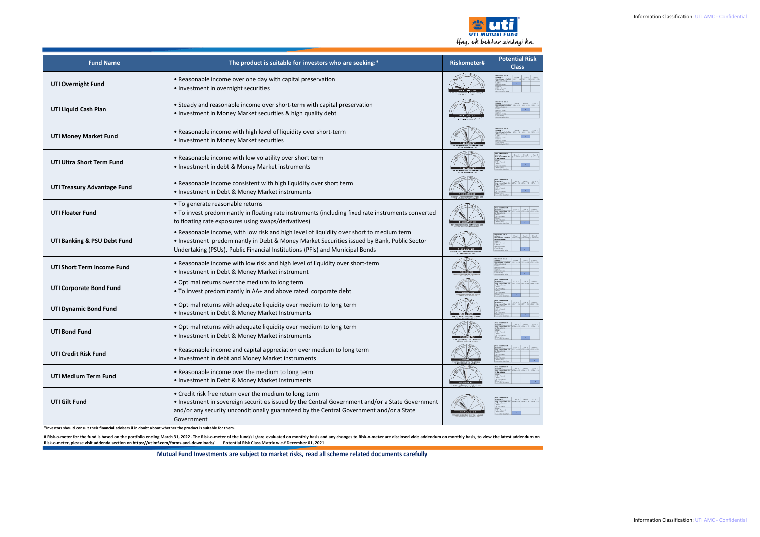| Fund Name | The product is suitable for investors who are seeking:* | Riskometer# | Potential Risk Class |
|---|---|---|---|
| UTI Overnight Fund | • Reasonable income over one day with capital preservation<br>• Investment in overnight securities | | |
| UTI Liquid Cash Plan | • Steady and reasonable income over short-term with capital preservation<br>• Investment in Money Market securities & high quality debt | | |
| UTI Money Market Fund | • Reasonable income with high level of liquidity over short-term<br>• Investment in Money Market securities | | |
| UTI Ultra Short Term Fund | • Reasonable income with low volatility over short term<br>• Investment in debt & Money Market instruments | | |
| UTI Treasury Advantage Fund | • Reasonable income consistent with high liquidity over short term<br>• Investment in Debt & Money Market instruments | | |
| UTI Floater Fund | • To generate reasonable returns<br>• To invest predominantly in floating rate instruments (including fixed rate instruments converted to floating rate exposures using swaps/derivatives) | | |
| UTI Banking & PSU Debt Fund | • Reasonable income, with low risk and high level of liquidity over short to medium term<br>• Investment predominantly in Debt & Money Market Securities issued by Bank, Public Sector Undertaking (PSUs), Public Financial Institutions (PFIs) and Municipal Bonds | | |
| UTI Short Term Income Fund | • Reasonable income with low risk and high level of liquidity over short-term<br>• Investment in Debt & Money Market instrument | | |
| UTI Corporate Bond Fund | • Optimal returns over the medium to long term<br>• To invest predominantly in AA+ and above rated corporate debt | | |
| UTI Dynamic Bond Fund | • Optimal returns with adequate liquidity over medium to long term<br>• Investment in Debt & Money Market Instruments | | |
| UTI Bond Fund | • Optimal returns with adequate liquidity over medium to long term<br>• Investment in Debt & Money Market instruments | | |
| UTI Credit Risk Fund | • Reasonable income and capital appreciation over medium to long term<br>• Investment in debt and Money Market instruments | | |
| UTI Medium Term Fund | • Reasonable income over the medium to long term<br>• Investment in Debt & Money Market Instruments | | |
| UTI Gilt Fund | • Credit risk free return over the medium to long term<br>• Investment in sovereign securities issued by the Central Government and/or a State Government and/or any security unconditionally guaranteed by the Central Government and/or a State Government | | |

*Investors should consult their financial advisers if in doubt about whether the product is suitable for them.

# Risk-o-meter for the fund is based on the portfolio ending March 31, 2022. The Risk-o-meter of the fund/s is/are evaluated on monthly basis and any changes to Risk-o-meter are disclosed vide addendum on monthly basis, to view the latest addendum on Risk-o-meter, please visit addenda section on https://utimf.com/forms-and-downloads/ Potential Risk Class Matrix w.e.f December 01, 2021

**Mutual Fund Investments are subject to market risks, read all scheme related documents carefully**